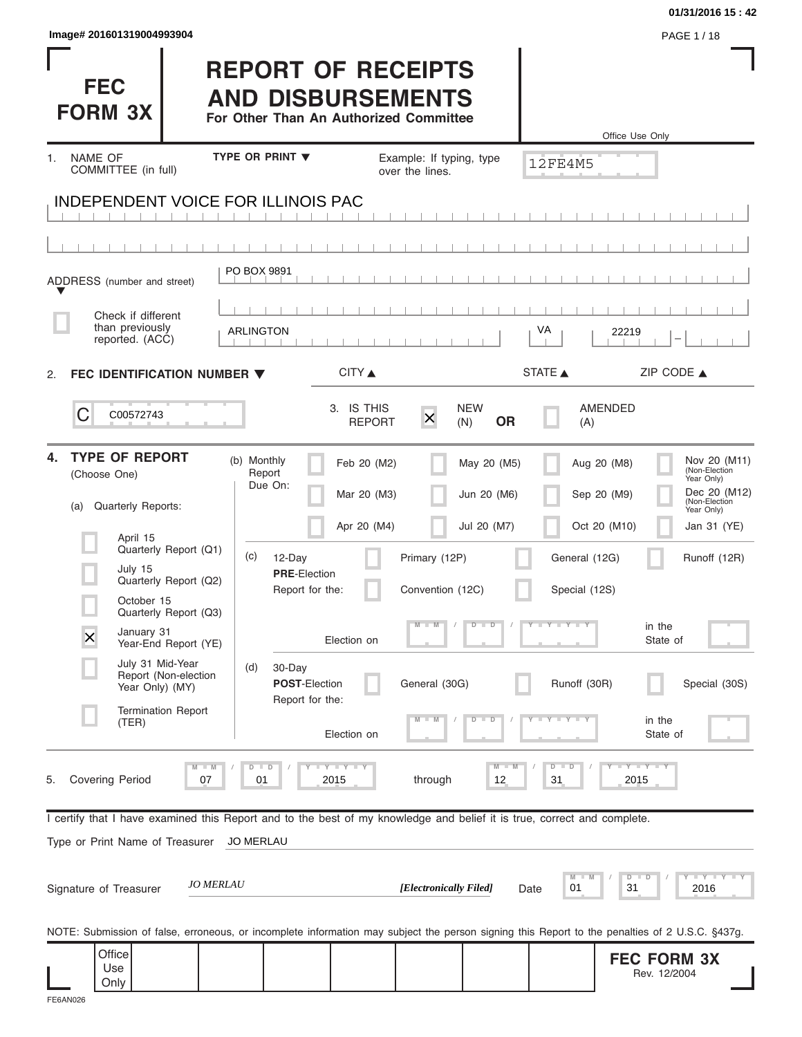Image# 201601319004993904

# FEC FORM 3X

# REPORT OF RECEIPTS AND DISBURSEMENTS

**For Other Than An Authorized Committee**

Office Use Only

12FE4M5

1. NAME OF COMMITTEE (in full) — TYPE OR PRINT ▼ — Example: If typing, type over the lines.

INDEPENDENT VOICE FOR ILLINOIS PAC

ADDRESS (number and street): PO BOX 9891

☐ Check if different than previously reported. (ACC)

| CITY ▲ | STATE ▲ | ZIP CODE ▲ |
|---|---|---|
| ARLINGTON | VA | 22219 |

2. **FEC IDENTIFICATION NUMBER ▼**

C00572743

3. IS THIS REPORT ☒ NEW (N) **OR** ☐ AMENDED (A)

4. **TYPE OF REPORT** (Choose One)

(a) Quarterly Reports:

- ☐ April 15 Quarterly Report (Q1)
- ☐ July 15 Quarterly Report (Q2)
- ☐ October 15 Quarterly Report (Q3)
- ☒ January 31 Year-End Report (YE)
- ☐ July 31 Mid-Year Report (Non-election Year Only) (MY)
- ☐ Termination Report (TER)

(b) Monthly Report Due On:

| | | | |
|---|---|---|---|
| ☐ Feb 20 (M2) | ☐ May 20 (M5) | ☐ Aug 20 (M8) | ☐ Nov 20 (M11) (Non-Election Year Only) |
| ☐ Mar 20 (M3) | ☐ Jun 20 (M6) | ☐ Sep 20 (M9) | ☐ Dec 20 (M12) (Non-Election Year Only) |
| ☐ Apr 20 (M4) | ☐ Jul 20 (M7) | ☐ Oct 20 (M10) | ☐ Jan 31 (YE) |

(c) 12-Day **PRE**-Election Report for the:

☐ Primary (12P) ☐ General (12G) ☐ Runoff (12R) ☐ Convention (12C) ☐ Special (12S)

Election on MM / DD / YYYY in the State of

(d) 30-Day **POST**-Election Report for the:

☐ General (30G) ☐ Runoff (30R) ☐ Special (30S)

Election on MM / DD / YYYY in the State of

5. Covering Period 07 / 01 / 2015 through 12 / 31 / 2015

I certify that I have examined this Report and to the best of my knowledge and belief it is true, correct and complete.

Type or Print Name of Treasurer: JO MERLAU

Signature of Treasurer: *JO MERLAU* *[Electronically Filed]* Date 01 / 31 / 2016

NOTE: Submission of false, erroneous, or incomplete information may subject the person signing this Report to the penalties of 2 U.S.C. §437g.

Office Use Only

**FEC FORM 3X**
Rev. 12/2004

FE6AN026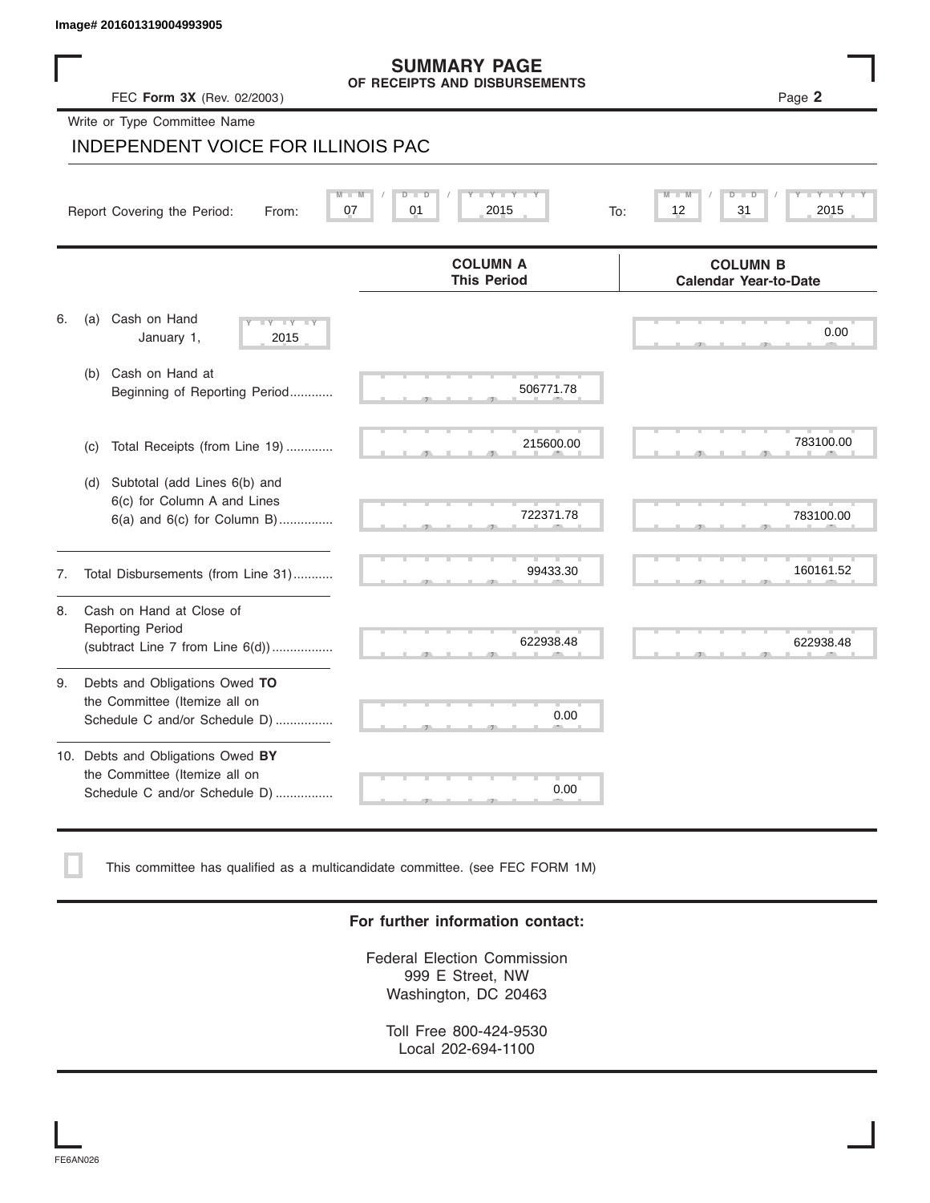Image# 201601319004993905

# SUMMARY PAGE
## OF RECEIPTS AND DISBURSEMENTS

FEC **Form 3X** (Rev. 02/2003)

Page **2**

Write or Type Committee Name

INDEPENDENT VOICE FOR ILLINOIS PAC

Report Covering the Period: From: 07 / 01 / 2015 To: 12 / 31 / 2015

| | COLUMN A This Period | COLUMN B Calendar Year-to-Date |
|---|---|---|
| 6. (a) Cash on Hand January 1, 2015 | | 0.00 |
| (b) Cash on Hand at Beginning of Reporting Period | 506771.78 | |
| (c) Total Receipts (from Line 19) | 215600.00 | 783100.00 |
| (d) Subtotal (add Lines 6(b) and 6(c) for Column A and Lines 6(a) and 6(c) for Column B) | 722371.78 | 783100.00 |
| 7. Total Disbursements (from Line 31) | 99433.30 | 160161.52 |
| 8. Cash on Hand at Close of Reporting Period (subtract Line 7 from Line 6(d)) | 622938.48 | 622938.48 |
| 9. Debts and Obligations Owed **TO** the Committee (Itemize all on Schedule C and/or Schedule D) | 0.00 | |
| 10. Debts and Obligations Owed **BY** the Committee (Itemize all on Schedule C and/or Schedule D) | 0.00 | |

☐ This committee has qualified as a multicandidate committee. (see FEC FORM 1M)

**For further information contact:**

Federal Election Commission
999 E Street, NW
Washington, DC 20463

Toll Free 800-424-9530
Local 202-694-1100

FE6AN026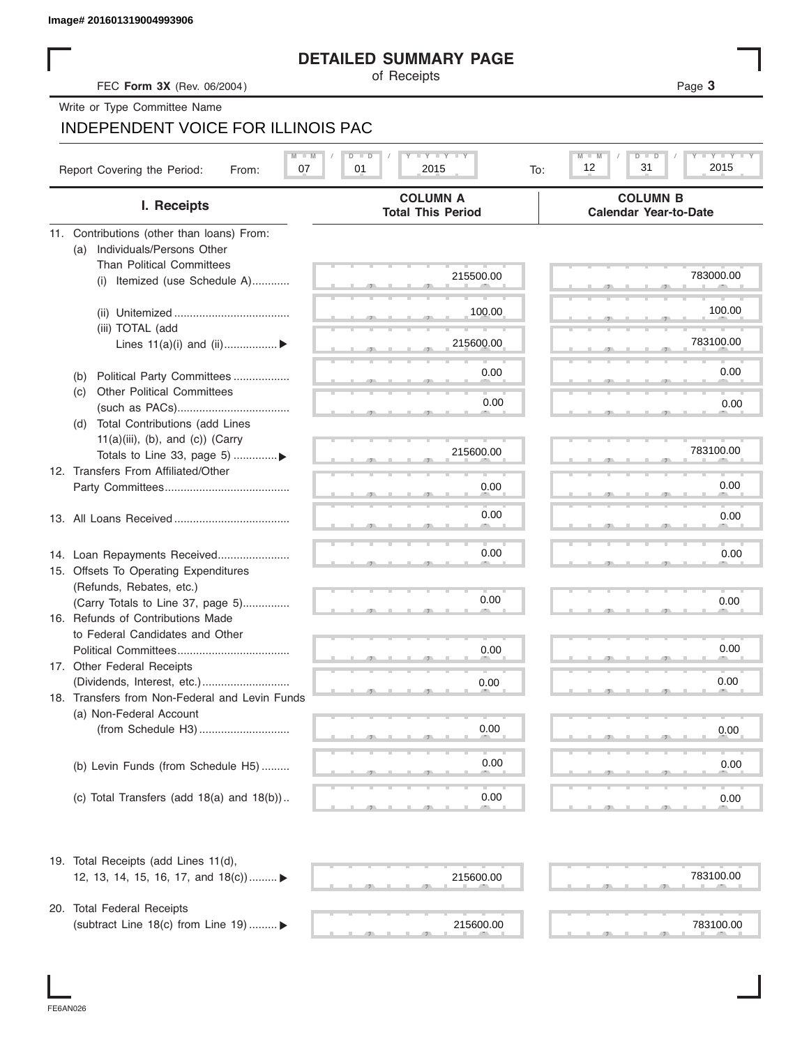Image# 201601319004993906

# DETAILED SUMMARY PAGE

of Receipts

FEC **Form 3X** (Rev. 06/2004)

Write or Type Committee Name

INDEPENDENT VOICE FOR ILLINOIS PAC

Report Covering the Period: From: 07 / 01 / 2015 To: 12 / 31 / 2015

| I. Receipts | COLUMN A Total This Period | COLUMN B Calendar Year-to-Date |
|---|---|---|
| 11. Contributions (other than loans) From: | | |
| (a) Individuals/Persons Other Than Political Committees | | |
| (i) Itemized (use Schedule A)............ | 215500.00 | 783000.00 |
| (ii) Unitemized .................................... | 100.00 | 100.00 |
| (iii) TOTAL (add Lines 11(a)(i) and (ii)................. ▶ | 215600.00 | 783100.00 |
| (b) Political Party Committees .................. | 0.00 | 0.00 |
| (c) Other Political Committees (such as PACs).................................... | 0.00 | 0.00 |
| (d) Total Contributions (add Lines 11(a)(iii), (b), and (c)) (Carry Totals to Line 33, page 5) ..............▶ | 215600.00 | 783100.00 |
| 12. Transfers From Affiliated/Other Party Committees........................................ | 0.00 | 0.00 |
| 13. All Loans Received ..................................... | 0.00 | 0.00 |
| 14. Loan Repayments Received....................... | 0.00 | 0.00 |
| 15. Offsets To Operating Expenditures (Refunds, Rebates, etc.) (Carry Totals to Line 37, page 5)............... | 0.00 | 0.00 |
| 16. Refunds of Contributions Made to Federal Candidates and Other Political Committees.................................... | 0.00 | 0.00 |
| 17. Other Federal Receipts (Dividends, Interest, etc.)............................ | 0.00 | 0.00 |
| 18. Transfers from Non-Federal and Levin Funds | | |
| (a) Non-Federal Account (from Schedule H3)............................. | 0.00 | 0.00 |
| (b) Levin Funds (from Schedule H5) ......... | 0.00 | 0.00 |
| (c) Total Transfers (add 18(a) and 18(b)).. | 0.00 | 0.00 |
| 19. Total Receipts (add Lines 11(d), 12, 13, 14, 15, 16, 17, and 18(c))......... ▶ | 215600.00 | 783100.00 |
| 20. Total Federal Receipts (subtract Line 18(c) from Line 19) ......... ▶ | 215600.00 | 783100.00 |

FE6AN026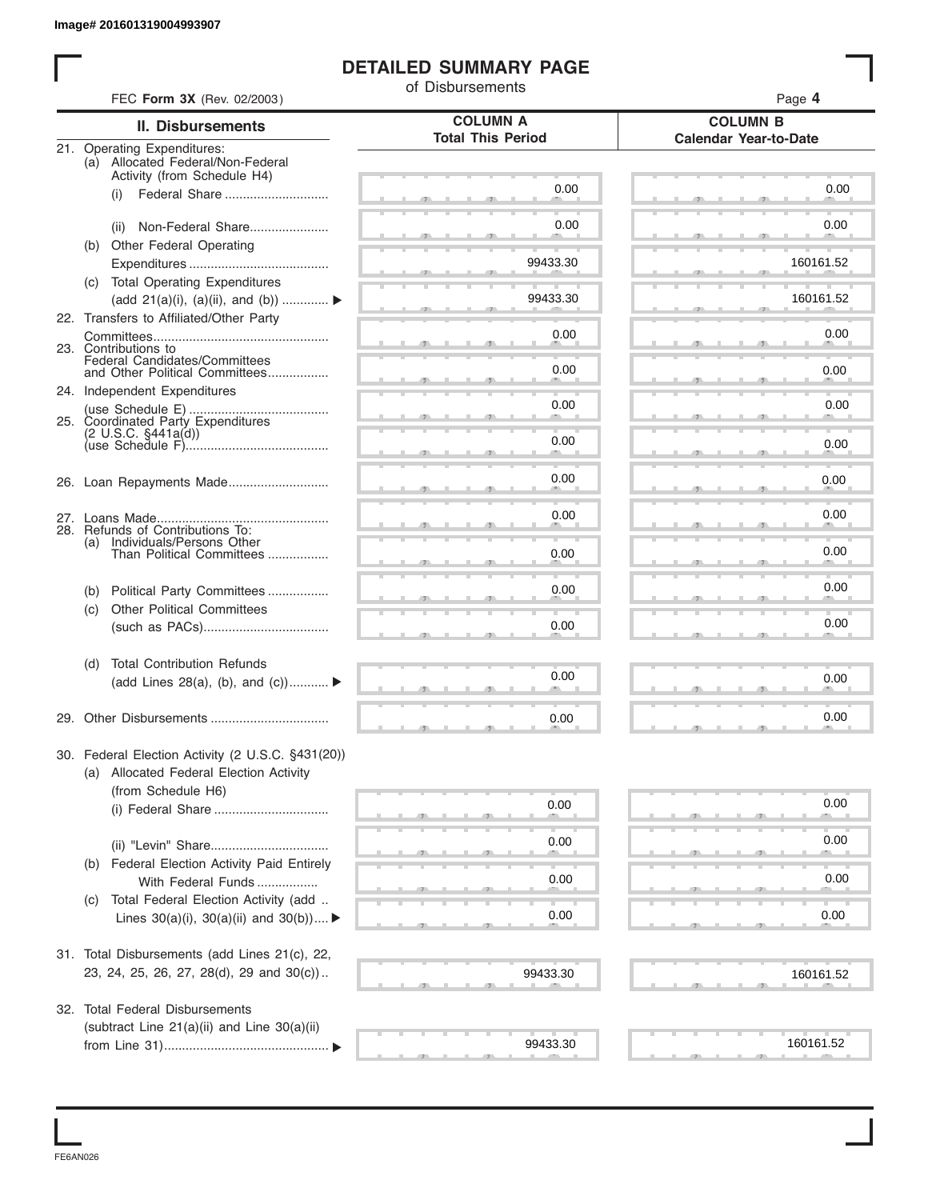Image# 201601319004993907

# DETAILED SUMMARY PAGE

of Disbursements

FEC **Form 3X** (Rev. 02/2003)

| II. Disbursements | COLUMN A Total This Period | COLUMN B Calendar Year-to-Date |
|---|---|---|
| 21. Operating Expenditures: | | |
| (a) Allocated Federal/Non-Federal Activity (from Schedule H4) | | |
| (i) Federal Share | 0.00 | 0.00 |
| (ii) Non-Federal Share | 0.00 | 0.00 |
| (b) Other Federal Operating Expenditures | 99433.30 | 160161.52 |
| (c) Total Operating Expenditures (add 21(a)(i), (a)(ii), and (b)) ▶ | 99433.30 | 160161.52 |
| 22. Transfers to Affiliated/Other Party Committees | 0.00 | 0.00 |
| 23. Contributions to Federal Candidates/Committees and Other Political Committees | 0.00 | 0.00 |
| 24. Independent Expenditures (use Schedule E) | 0.00 | 0.00 |
| 25. Coordinated Party Expenditures (2 U.S.C. §441a(d)) (use Schedule F) | 0.00 | 0.00 |
| 26. Loan Repayments Made | 0.00 | 0.00 |
| 27. Loans Made | 0.00 | 0.00 |
| 28. Refunds of Contributions To: | | |
| (a) Individuals/Persons Other Than Political Committees | 0.00 | 0.00 |
| (b) Political Party Committees | 0.00 | 0.00 |
| (c) Other Political Committees (such as PACs) | 0.00 | 0.00 |
| (d) Total Contribution Refunds (add Lines 28(a), (b), and (c)) ▶ | 0.00 | 0.00 |
| 29. Other Disbursements | 0.00 | 0.00 |
| 30. Federal Election Activity (2 U.S.C. §431(20)) | | |
| (a) Allocated Federal Election Activity (from Schedule H6) | | |
| (i) Federal Share | 0.00 | 0.00 |
| (ii) "Levin" Share | 0.00 | 0.00 |
| (b) Federal Election Activity Paid Entirely With Federal Funds | 0.00 | 0.00 |
| (c) Total Federal Election Activity (add Lines 30(a)(i), 30(a)(ii) and 30(b)) ▶ | 0.00 | 0.00 |
| 31. Total Disbursements (add Lines 21(c), 22, 23, 24, 25, 26, 27, 28(d), 29 and 30(c)) | 99433.30 | 160161.52 |
| 32. Total Federal Disbursements (subtract Line 21(a)(ii) and Line 30(a)(ii) from Line 31) ▶ | 99433.30 | 160161.52 |

FE6AN026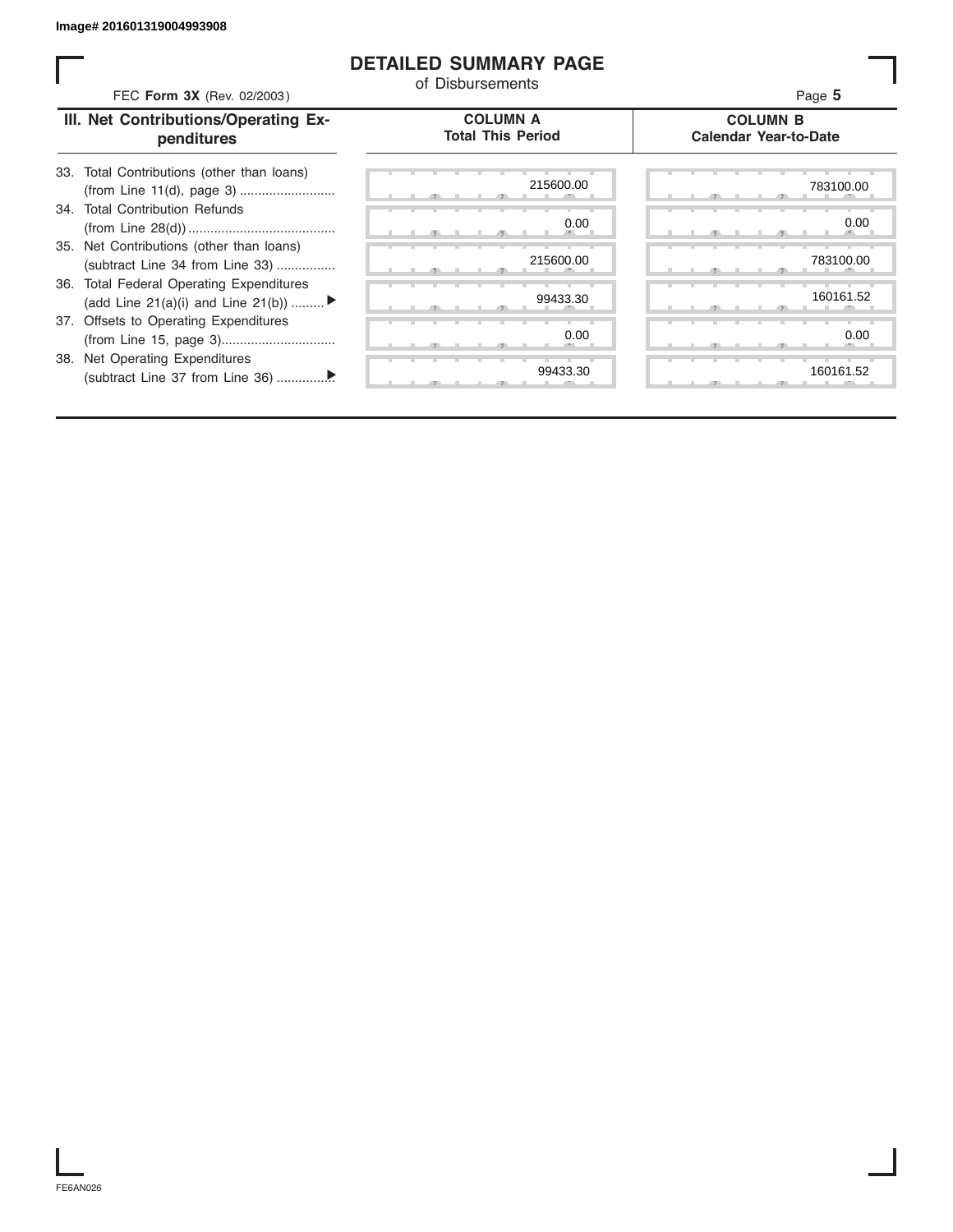Image# 201601319004993908

# DETAILED SUMMARY PAGE

of Disbursements

FEC **Form 3X** (Rev. 02/2003)

| III. Net Contributions/Operating Expenditures | COLUMN A Total This Period | COLUMN B Calendar Year-to-Date |
|---|---|---|
| 33. Total Contributions (other than loans) (from Line 11(d), page 3) .......................... | 215600.00 | 783100.00 |
| 34. Total Contribution Refunds (from Line 28(d)) ........................................ | 0.00 | 0.00 |
| 35. Net Contributions (other than loans) (subtract Line 34 from Line 33) ................ | 215600.00 | 783100.00 |
| 36. Total Federal Operating Expenditures (add Line 21(a)(i) and Line 21(b)) ......... ▶ | 99433.30 | 160161.52 |
| 37. Offsets to Operating Expenditures (from Line 15, page 3)............................... | 0.00 | 0.00 |
| 38. Net Operating Expenditures (subtract Line 37 from Line 36) ...............▶ | 99433.30 | 160161.52 |

FE6AN026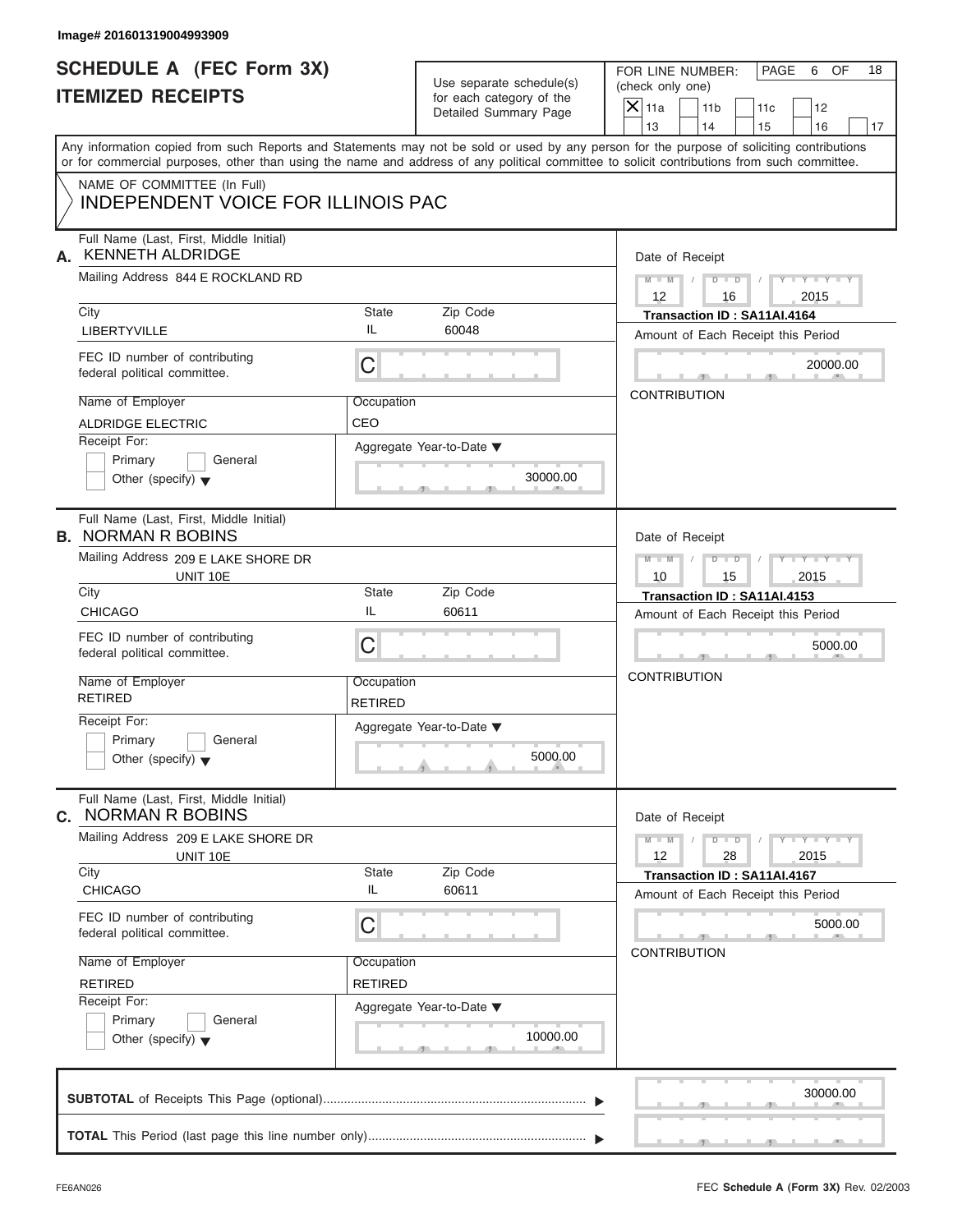Image# 201601319004993909

# SCHEDULE A (FEC Form 3X)
# ITEMIZED RECEIPTS

Use separate schedule(s) for each category of the Detailed Summary Page

FOR LINE NUMBER: (check only one)

- [x] 11a
- [ ] 11b
- [ ] 11c
- [ ] 12
- [ ] 13
- [ ] 14
- [ ] 15
- [ ] 16
- [ ] 17

PAGE 6 OF 18

Any information copied from such Reports and Statements may not be sold or used by any person for the purpose of soliciting contributions or for commercial purposes, other than using the name and address of any political committee to solicit contributions from such committee.

NAME OF COMMITTEE (In Full)
INDEPENDENT VOICE FOR ILLINOIS PAC

---

**A.** Full Name (Last, First, Middle Initial): KENNETH ALDRIDGE

Mailing Address: 844 E ROCKLAND RD

City: LIBERTYVILLE | State: IL | Zip Code: 60048

FEC ID number of contributing federal political committee: C

Name of Employer: ALDRIDGE ELECTRIC

Occupation: CEO

Receipt For: Primary / General / Other (specify)

Aggregate Year-to-Date: 30000.00

Date of Receipt: 12 / 16 / 2015

Transaction ID : SA11AI.4164

Amount of Each Receipt this Period: 20000.00

CONTRIBUTION

---

**B.** Full Name (Last, First, Middle Initial): NORMAN R BOBINS

Mailing Address: 209 E LAKE SHORE DR UNIT 10E

City: CHICAGO | State: IL | Zip Code: 60611

FEC ID number of contributing federal political committee: C

Name of Employer: RETIRED

Occupation: RETIRED

Receipt For: Primary / General / Other (specify)

Aggregate Year-to-Date: 5000.00

Date of Receipt: 10 / 15 / 2015

Transaction ID : SA11AI.4153

Amount of Each Receipt this Period: 5000.00

CONTRIBUTION

---

**C.** Full Name (Last, First, Middle Initial): NORMAN R BOBINS

Mailing Address: 209 E LAKE SHORE DR UNIT 10E

City: CHICAGO | State: IL | Zip Code: 60611

FEC ID number of contributing federal political committee: C

Name of Employer: RETIRED

Occupation: RETIRED

Receipt For: Primary / General / Other (specify)

Aggregate Year-to-Date: 10000.00

Date of Receipt: 12 / 28 / 2015

Transaction ID : SA11AI.4167

Amount of Each Receipt this Period: 5000.00

CONTRIBUTION

---

**SUBTOTAL** of Receipts This Page (optional): 30000.00

**TOTAL** This Period (last page this line number only):

FE6AN026

FEC **Schedule A** (Form 3X) Rev. 02/2003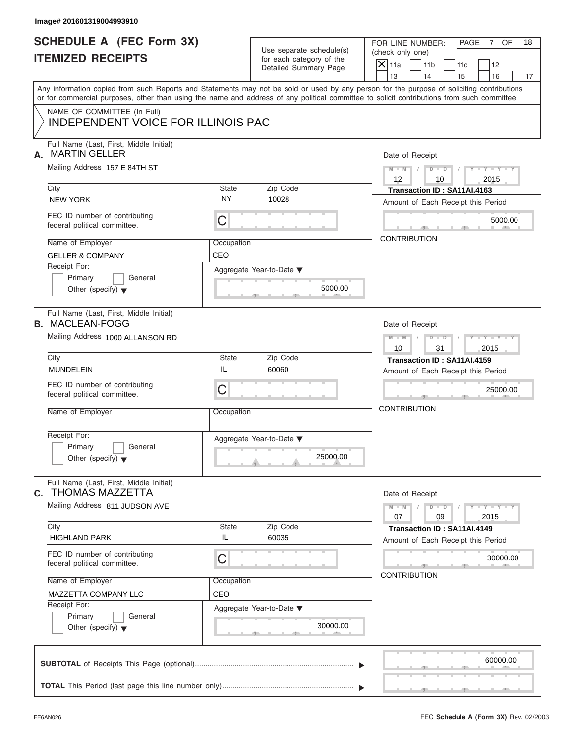Image# 201601319004993910

# SCHEDULE A (FEC Form 3X)
## ITEMIZED RECEIPTS

Use separate schedule(s) for each category of the Detailed Summary Page

FOR LINE NUMBER: (check only one)
[X] 11a [ ] 11b [ ] 11c [ ] 12 [ ] 13 [ ] 14 [ ] 15 [ ] 16 [ ] 17

PAGE 7 OF 18

Any information copied from such Reports and Statements may not be sold or used by any person for the purpose of soliciting contributions or for commercial purposes, other than using the name and address of any political committee to solicit contributions from such committee.

NAME OF COMMITTEE (In Full)
INDEPENDENT VOICE FOR ILLINOIS PAC

---

**A.** Full Name (Last, First, Middle Initial): MARTIN GELLER
Mailing Address: 157 E 84TH ST
City: NEW YORK | State: NY | Zip Code: 10028
FEC ID number of contributing federal political committee: C
Name of Employer: GELLER & COMPANY
Occupation: CEO
Receipt For: [ ] Primary [ ] General [ ] Other (specify)
Aggregate Year-to-Date: 5000.00
Date of Receipt: 12/10/2015
Transaction ID : SA11AI.4163
Amount of Each Receipt this Period: 5000.00
CONTRIBUTION

---

**B.** Full Name (Last, First, Middle Initial): MACLEAN-FOGG
Mailing Address: 1000 ALLANSON RD
City: MUNDELEIN | State: IL | Zip Code: 60060
FEC ID number of contributing federal political committee: C
Name of Employer:
Occupation:
Receipt For: [ ] Primary [ ] General [ ] Other (specify)
Aggregate Year-to-Date: 25000.00
Date of Receipt: 10/31/2015
Transaction ID : SA11AI.4159
Amount of Each Receipt this Period: 25000.00
CONTRIBUTION

---

**C.** Full Name (Last, First, Middle Initial): THOMAS MAZZETTA
Mailing Address: 811 JUDSON AVE
City: HIGHLAND PARK | State: IL | Zip Code: 60035
FEC ID number of contributing federal political committee: C
Name of Employer: MAZZETTA COMPANY LLC
Occupation: CEO
Receipt For: [ ] Primary [ ] General [ ] Other (specify)
Aggregate Year-to-Date: 30000.00
Date of Receipt: 07/09/2015
Transaction ID : SA11AI.4149
Amount of Each Receipt this Period: 30000.00
CONTRIBUTION

---

**SUBTOTAL** of Receipts This Page (optional): 60000.00

**TOTAL** This Period (last page this line number only):

FE6AN026 FEC **Schedule A** (Form 3X) Rev. 02/2003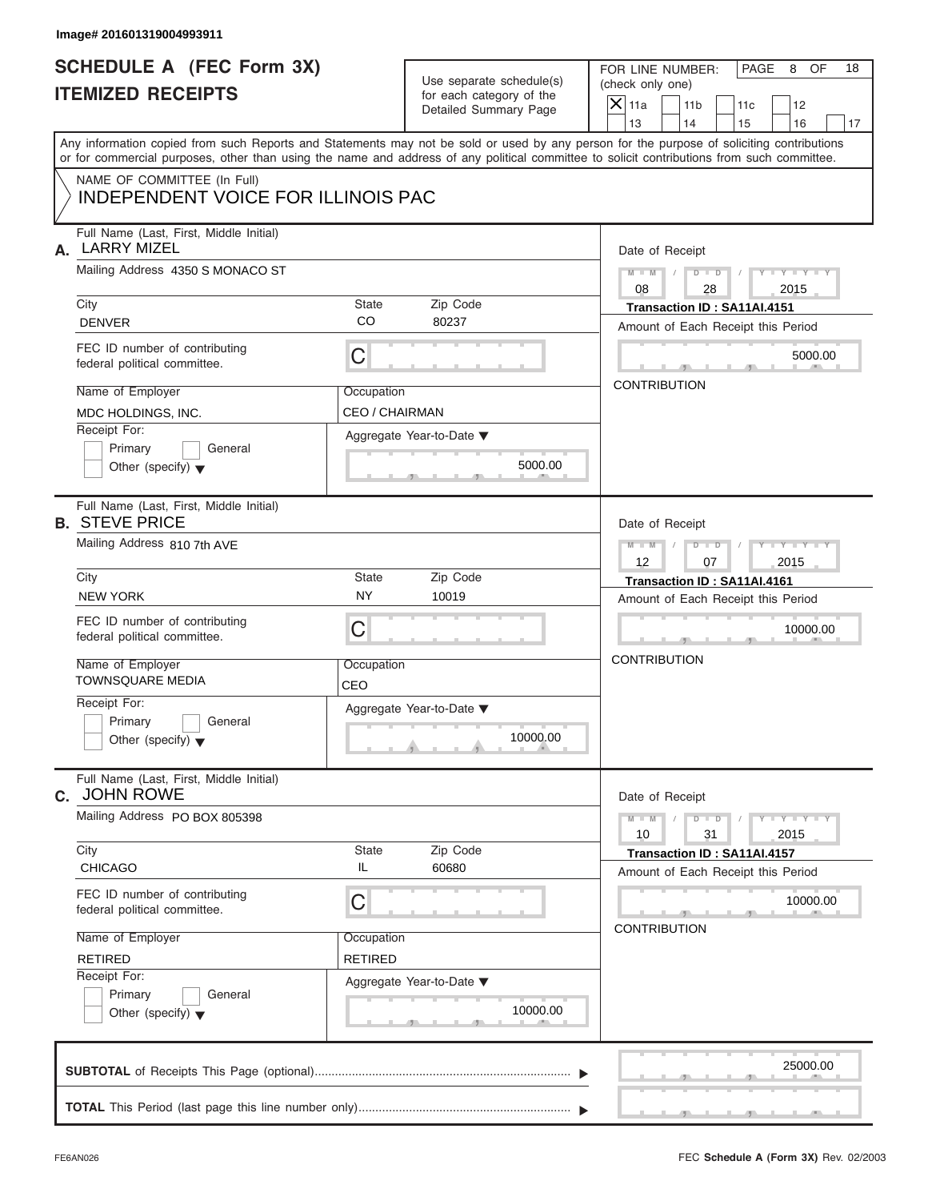Image# 201601319004993911

# SCHEDULE A (FEC Form 3X)
# ITEMIZED RECEIPTS

Use separate schedule(s) for each category of the Detailed Summary Page

FOR LINE NUMBER: (check only one)

PAGE 8 OF 18

[X] 11a  [ ] 11b  [ ] 11c  [ ] 12  [ ] 13  [ ] 14  [ ] 15  [ ] 16  [ ] 17

Any information copied from such Reports and Statements may not be sold or used by any person for the purpose of soliciting contributions or for commercial purposes, other than using the name and address of any political committee to solicit contributions from such committee.

NAME OF COMMITTEE (In Full)
INDEPENDENT VOICE FOR ILLINOIS PAC

---

**A.** Full Name (Last, First, Middle Initial): LARRY MIZEL

Mailing Address: 4350 S MONACO ST

City: DENVER | State: CO | Zip Code: 80237

FEC ID number of contributing federal political committee: C

Name of Employer: MDC HOLDINGS, INC.

Occupation: CEO / CHAIRMAN

Receipt For: [ ] Primary [ ] General [ ] Other (specify)

Aggregate Year-to-Date: 5000.00

Date of Receipt: 08 / 28 / 2015

Transaction ID : SA11AI.4151

Amount of Each Receipt this Period: 5000.00

CONTRIBUTION

---

**B.** Full Name (Last, First, Middle Initial): STEVE PRICE

Mailing Address: 810 7th AVE

City: NEW YORK | State: NY | Zip Code: 10019

FEC ID number of contributing federal political committee: C

Name of Employer: TOWNSQUARE MEDIA

Occupation: CEO

Receipt For: [ ] Primary [ ] General [ ] Other (specify)

Aggregate Year-to-Date: 10000.00

Date of Receipt: 12 / 07 / 2015

Transaction ID : SA11AI.4161

Amount of Each Receipt this Period: 10000.00

CONTRIBUTION

---

**C.** Full Name (Last, First, Middle Initial): JOHN ROWE

Mailing Address: PO BOX 805398

City: CHICAGO | State: IL | Zip Code: 60680

FEC ID number of contributing federal political committee: C

Name of Employer: RETIRED

Occupation: RETIRED

Receipt For: [ ] Primary [ ] General [ ] Other (specify)

Aggregate Year-to-Date: 10000.00

Date of Receipt: 10 / 31 / 2015

Transaction ID : SA11AI.4157

Amount of Each Receipt this Period: 10000.00

CONTRIBUTION

---

**SUBTOTAL** of Receipts This Page (optional): 25000.00

**TOTAL** This Period (last page this line number only):

FE6AN026

FEC Schedule A (Form 3X) Rev. 02/2003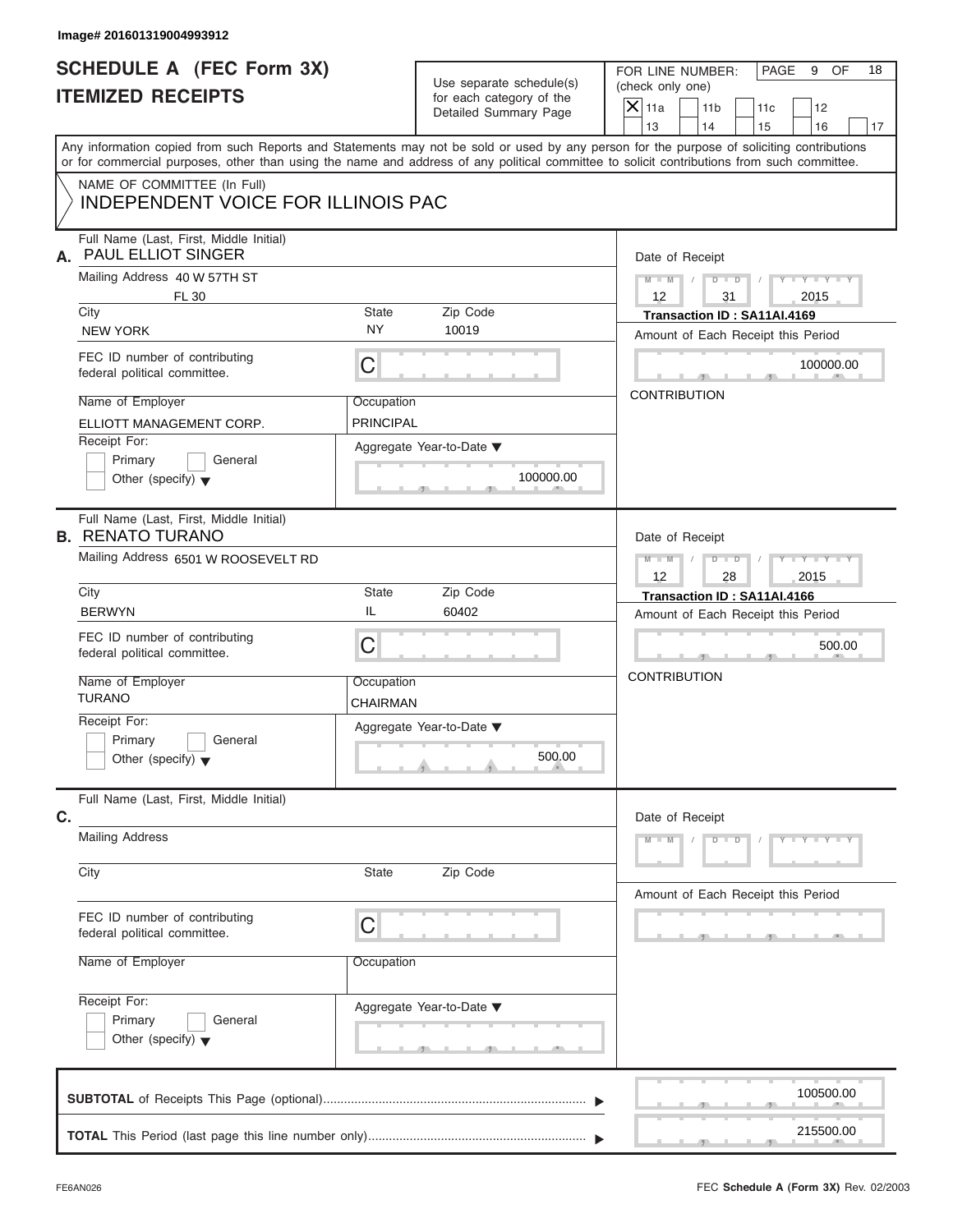Image# 201601319004993912

# SCHEDULE A (FEC Form 3X)
## ITEMIZED RECEIPTS

Use separate schedule(s) for each category of the Detailed Summary Page

FOR LINE NUMBER: (check only one)

- [X] 11a
- [ ] 11b
- [ ] 11c
- [ ] 12
- [ ] 13
- [ ] 14
- [ ] 15
- [ ] 16
- [ ] 17

PAGE 9 OF 18

Any information copied from such Reports and Statements may not be sold or used by any person for the purpose of soliciting contributions or for commercial purposes, other than using the name and address of any political committee to solicit contributions from such committee.

NAME OF COMMITTEE (In Full)
INDEPENDENT VOICE FOR ILLINOIS PAC

---

**A.** Full Name (Last, First, Middle Initial): PAUL ELLIOT SINGER

Mailing Address: 40 W 57TH ST, FL 30

City: NEW YORK | State: NY | Zip Code: 10019

FEC ID number of contributing federal political committee: C

Name of Employer: ELLIOTT MANAGEMENT CORP.

Occupation: PRINCIPAL

Receipt For: Primary / General / Other (specify)

Aggregate Year-to-Date: 100000.00

Date of Receipt: 12 / 31 / 2015

Transaction ID : SA11AI.4169

Amount of Each Receipt this Period: 100000.00

CONTRIBUTION

---

**B.** Full Name (Last, First, Middle Initial): RENATO TURANO

Mailing Address: 6501 W ROOSEVELT RD

City: BERWYN | State: IL | Zip Code: 60402

FEC ID number of contributing federal political committee: C

Name of Employer: TURANO

Occupation: CHAIRMAN

Receipt For: Primary / General / Other (specify)

Aggregate Year-to-Date: 500.00

Date of Receipt: 12 / 28 / 2015

Transaction ID : SA11AI.4166

Amount of Each Receipt this Period: 500.00

CONTRIBUTION

---

**C.** Full Name (Last, First, Middle Initial):

Mailing Address:

City: | State: | Zip Code:

FEC ID number of contributing federal political committee: C

Name of Employer:

Occupation:

Receipt For: Primary / General / Other (specify)

Aggregate Year-to-Date:

Date of Receipt:

Amount of Each Receipt this Period:

---

**SUBTOTAL** of Receipts This Page (optional): 100500.00

**TOTAL** This Period (last page this line number only): 215500.00

FE6AN026

FEC **Schedule A** (Form 3X) Rev. 02/2003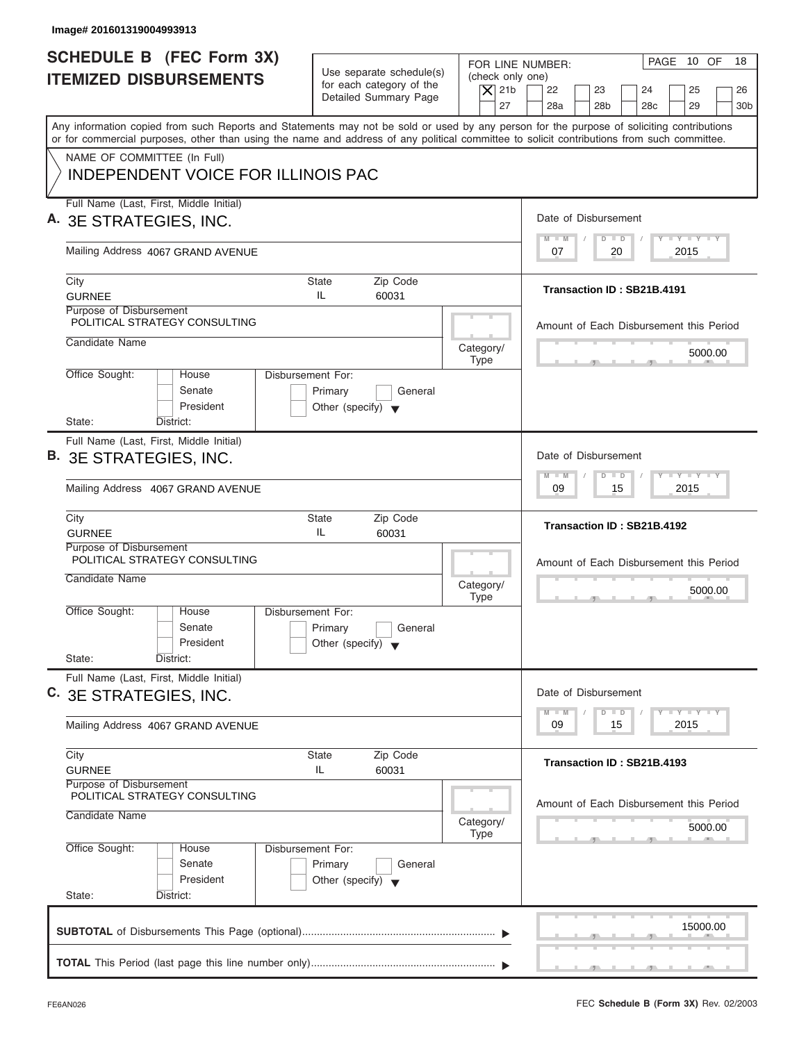Image# 201601319004993913

# SCHEDULE B (FEC Form 3X)
## ITEMIZED DISBURSEMENTS

Use separate schedule(s) for each category of the Detailed Summary Page

FOR LINE NUMBER: (check only one)

[X] 21b [ ] 22 [ ] 23 [ ] 24 [ ] 25 [ ] 26 [ ] 27 [ ] 28a [ ] 28b [ ] 28c [ ] 29 [ ] 30b

PAGE 10 OF 18

Any information copied from such Reports and Statements may not be sold or used by any person for the purpose of soliciting contributions or for commercial purposes, other than using the name and address of any political committee to solicit contributions from such committee.

NAME OF COMMITTEE (In Full)

INDEPENDENT VOICE FOR ILLINOIS PAC

---

**A.** Full Name (Last, First, Middle Initial): 3E STRATEGIES, INC.

Mailing Address: 4067 GRAND AVENUE

City: GURNEE | State: IL | Zip Code: 60031

Purpose of Disbursement: POLITICAL STRATEGY CONSULTING

Candidate Name:

Category/Type:

Office Sought: [ ] House [ ] Senate [ ] President

State: District:

Disbursement For: [ ] Primary [ ] General [ ] Other (specify)

Date of Disbursement: 07 / 20 / 2015

Transaction ID : SB21B.4191

Amount of Each Disbursement this Period: 5000.00

---

**B.** Full Name (Last, First, Middle Initial): 3E STRATEGIES, INC.

Mailing Address: 4067 GRAND AVENUE

City: GURNEE | State: IL | Zip Code: 60031

Purpose of Disbursement: POLITICAL STRATEGY CONSULTING

Candidate Name:

Category/Type:

Office Sought: [ ] House [ ] Senate [ ] President

State: District:

Disbursement For: [ ] Primary [ ] General [ ] Other (specify)

Date of Disbursement: 09 / 15 / 2015

Transaction ID : SB21B.4192

Amount of Each Disbursement this Period: 5000.00

---

**C.** Full Name (Last, First, Middle Initial): 3E STRATEGIES, INC.

Mailing Address: 4067 GRAND AVENUE

City: GURNEE | State: IL | Zip Code: 60031

Purpose of Disbursement: POLITICAL STRATEGY CONSULTING

Candidate Name:

Category/Type:

Office Sought: [ ] House [ ] Senate [ ] President

State: District:

Disbursement For: [ ] Primary [ ] General [ ] Other (specify)

Date of Disbursement: 09 / 15 / 2015

Transaction ID : SB21B.4193

Amount of Each Disbursement this Period: 5000.00

---

**SUBTOTAL** of Disbursements This Page (optional): 15000.00

**TOTAL** This Period (last page this line number only):

FE6AN026

FEC **Schedule B (Form 3X)** Rev. 02/2003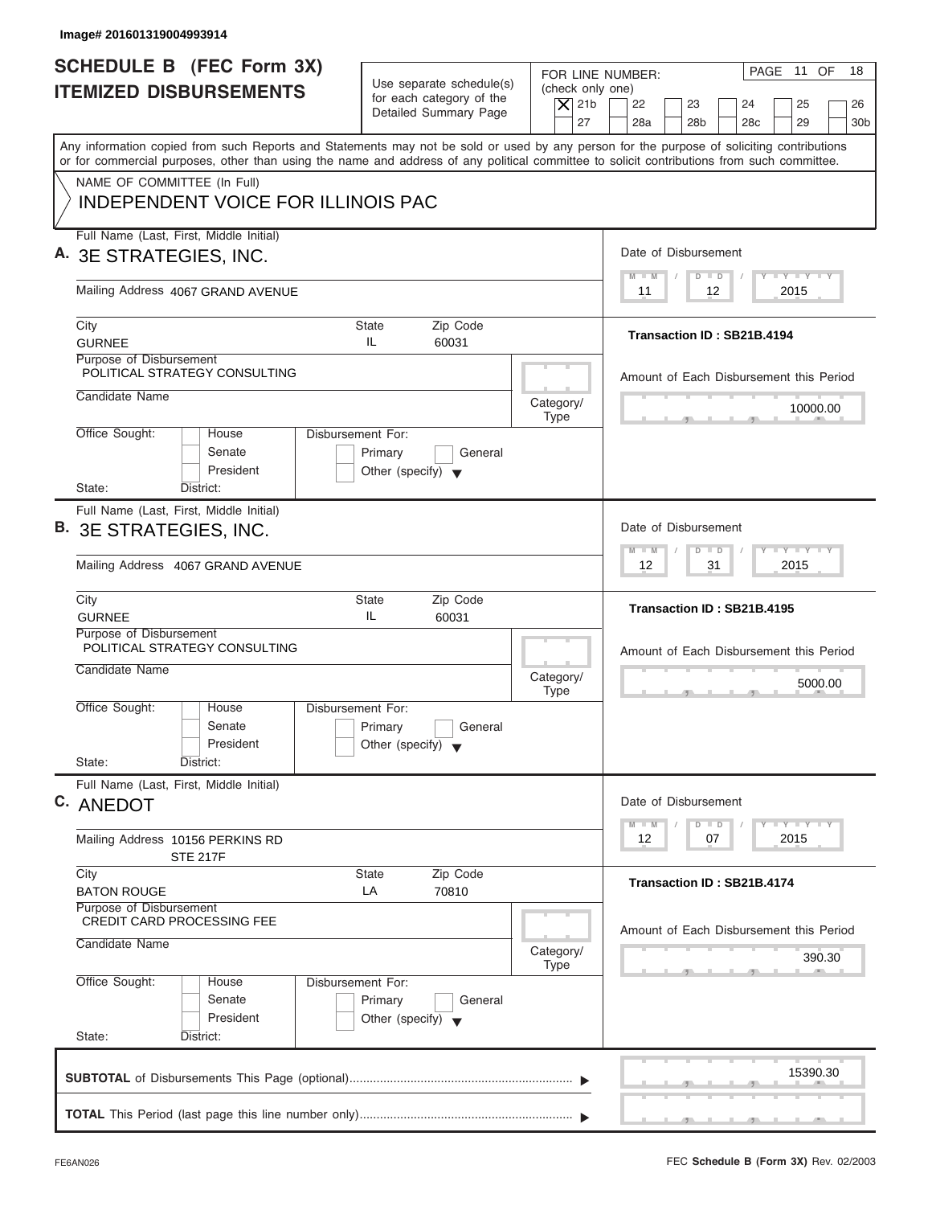Image# 201601319004993914

# SCHEDULE B (FEC Form 3X) ITEMIZED DISBURSEMENTS

Use separate schedule(s) for each category of the Detailed Summary Page

FOR LINE NUMBER: (check only one)

- [X] 21b
- [ ] 22
- [ ] 23
- [ ] 24
- [ ] 25
- [ ] 26
- [ ] 27
- [ ] 28a
- [ ] 28b
- [ ] 28c
- [ ] 29
- [ ] 30b

PAGE 11 OF 18

Any information copied from such Reports and Statements may not be sold or used by any person for the purpose of soliciting contributions or for commercial purposes, other than using the name and address of any political committee to solicit contributions from such committee.

NAME OF COMMITTEE (In Full)
INDEPENDENT VOICE FOR ILLINOIS PAC

---

**A.** Full Name (Last, First, Middle Initial): 3E STRATEGIES, INC.

Mailing Address: 4067 GRAND AVENUE

City: GURNEE | State: IL | Zip Code: 60031

Purpose of Disbursement: POLITICAL STRATEGY CONSULTING

Candidate Name:

Category/Type:

Office Sought: House / Senate / President
Disbursement For: Primary / General / Other (specify)

State: District:

Date of Disbursement: 11/12/2015

Transaction ID : SB21B.4194

Amount of Each Disbursement this Period: 10000.00

---

**B.** Full Name (Last, First, Middle Initial): 3E STRATEGIES, INC.

Mailing Address: 4067 GRAND AVENUE

City: GURNEE | State: IL | Zip Code: 60031

Purpose of Disbursement: POLITICAL STRATEGY CONSULTING

Candidate Name:

Category/Type:

Office Sought: House / Senate / President
Disbursement For: Primary / General / Other (specify)

State: District:

Date of Disbursement: 12/31/2015

Transaction ID : SB21B.4195

Amount of Each Disbursement this Period: 5000.00

---

**C.** Full Name (Last, First, Middle Initial): ANEDOT

Mailing Address: 10156 PERKINS RD
STE 217F

City: BATON ROUGE | State: LA | Zip Code: 70810

Purpose of Disbursement: CREDIT CARD PROCESSING FEE

Candidate Name:

Category/Type:

Office Sought: House / Senate / President
Disbursement For: Primary / General / Other (specify)

State: District:

Date of Disbursement: 12/07/2015

Transaction ID : SB21B.4174

Amount of Each Disbursement this Period: 390.30

---

**SUBTOTAL** of Disbursements This Page (optional): 15390.30

**TOTAL** This Period (last page this line number only):

FE6AN026

FEC **Schedule B (Form 3X)** Rev. 02/2003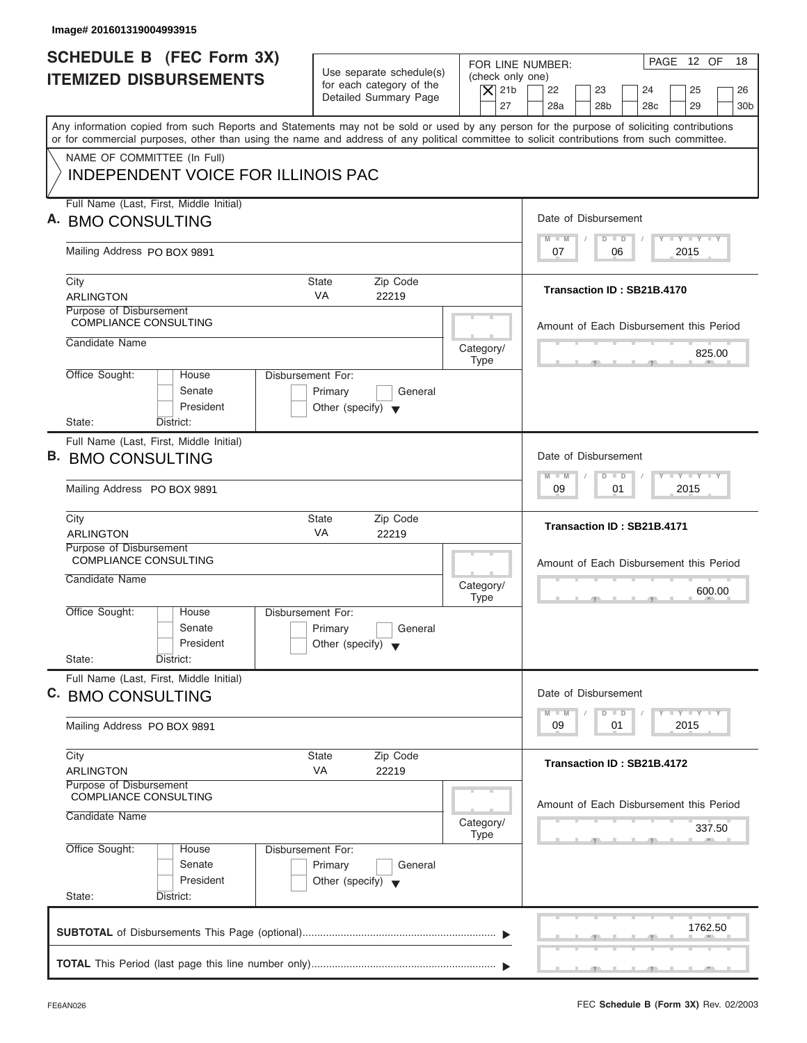Image# 201601319004993915

# SCHEDULE B (FEC Form 3X) ITEMIZED DISBURSEMENTS

Use separate schedule(s) for each category of the Detailed Summary Page

FOR LINE NUMBER: (check only one)
[X] 21b [ ] 22 [ ] 23 [ ] 24 [ ] 25 [ ] 26
[ ] 27 [ ] 28a [ ] 28b [ ] 28c [ ] 29 [ ] 30b

PAGE 12 OF 18

Any information copied from such Reports and Statements may not be sold or used by any person for the purpose of soliciting contributions or for commercial purposes, other than using the name and address of any political committee to solicit contributions from such committee.

NAME OF COMMITTEE (In Full)
INDEPENDENT VOICE FOR ILLINOIS PAC

---

**A.** Full Name (Last, First, Middle Initial): BMO CONSULTING

Mailing Address: PO BOX 9891

City: ARLINGTON | State: VA | Zip Code: 22219

Purpose of Disbursement: COMPLIANCE CONSULTING

Candidate Name:

Category/Type:

Office Sought: [ ] House [ ] Senate [ ] President

State: District:

Disbursement For: [ ] Primary [ ] General [ ] Other (specify)

Date of Disbursement: 07/06/2015

Transaction ID : SB21B.4170

Amount of Each Disbursement this Period: 825.00

---

**B.** Full Name (Last, First, Middle Initial): BMO CONSULTING

Mailing Address: PO BOX 9891

City: ARLINGTON | State: VA | Zip Code: 22219

Purpose of Disbursement: COMPLIANCE CONSULTING

Candidate Name:

Category/Type:

Office Sought: [ ] House [ ] Senate [ ] President

State: District:

Disbursement For: [ ] Primary [ ] General [ ] Other (specify)

Date of Disbursement: 09/01/2015

Transaction ID : SB21B.4171

Amount of Each Disbursement this Period: 600.00

---

**C.** Full Name (Last, First, Middle Initial): BMO CONSULTING

Mailing Address: PO BOX 9891

City: ARLINGTON | State: VA | Zip Code: 22219

Purpose of Disbursement: COMPLIANCE CONSULTING

Candidate Name:

Category/Type:

Office Sought: [ ] House [ ] Senate [ ] President

State: District:

Disbursement For: [ ] Primary [ ] General [ ] Other (specify)

Date of Disbursement: 09/01/2015

Transaction ID : SB21B.4172

Amount of Each Disbursement this Period: 337.50

---

**SUBTOTAL** of Disbursements This Page (optional): 1762.50

**TOTAL** This Period (last page this line number only):

FE6AN026

FEC **Schedule B (Form 3X)** Rev. 02/2003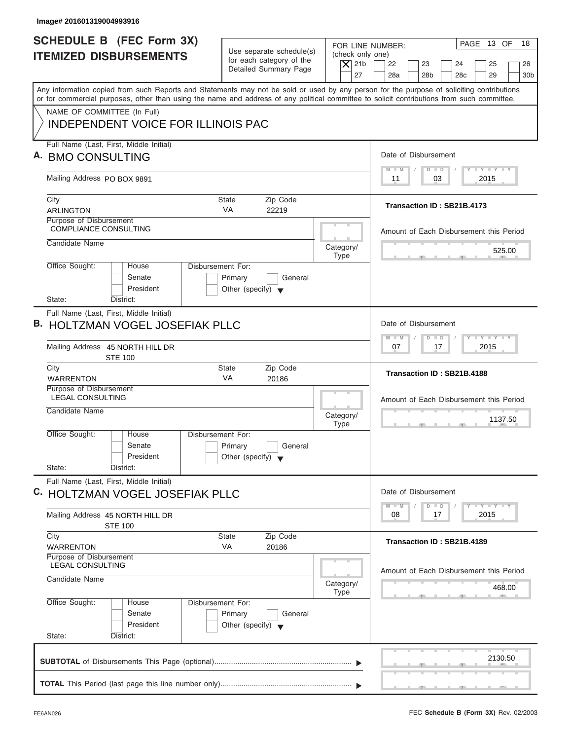Image# 201601319004993916

# SCHEDULE B (FEC Form 3X)
## ITEMIZED DISBURSEMENTS

Use separate schedule(s) for each category of the Detailed Summary Page

FOR LINE NUMBER: (check only one)

- [X] 21b
- [ ] 22
- [ ] 23
- [ ] 24
- [ ] 25
- [ ] 26
- [ ] 27
- [ ] 28a
- [ ] 28b
- [ ] 28c
- [ ] 29
- [ ] 30b

PAGE 13 OF 18

Any information copied from such Reports and Statements may not be sold or used by any person for the purpose of soliciting contributions or for commercial purposes, other than using the name and address of any political committee to solicit contributions from such committee.

NAME OF COMMITTEE (In Full)
INDEPENDENT VOICE FOR ILLINOIS PAC

---

**A.** Full Name (Last, First, Middle Initial): BMO CONSULTING

Mailing Address: PO BOX 9891

City: ARLINGTON | State: VA | Zip Code: 22219

Purpose of Disbursement: COMPLIANCE CONSULTING

Candidate Name:

Category/Type:

Office Sought: House / Senate / President — State: District:

Disbursement For: Primary / General / Other (specify)

Date of Disbursement: 11 / 03 / 2015

Transaction ID : SB21B.4173

Amount of Each Disbursement this Period: 525.00

---

**B.** Full Name (Last, First, Middle Initial): HOLTZMAN VOGEL JOSEFIAK PLLC

Mailing Address: 45 NORTH HILL DR, STE 100

City: WARRENTON | State: VA | Zip Code: 20186

Purpose of Disbursement: LEGAL CONSULTING

Candidate Name:

Category/Type:

Office Sought: House / Senate / President — State: District:

Disbursement For: Primary / General / Other (specify)

Date of Disbursement: 07 / 17 / 2015

Transaction ID : SB21B.4188

Amount of Each Disbursement this Period: 1137.50

---

**C.** Full Name (Last, First, Middle Initial): HOLTZMAN VOGEL JOSEFIAK PLLC

Mailing Address: 45 NORTH HILL DR, STE 100

City: WARRENTON | State: VA | Zip Code: 20186

Purpose of Disbursement: LEGAL CONSULTING

Candidate Name:

Category/Type:

Office Sought: House / Senate / President — State: District:

Disbursement For: Primary / General / Other (specify)

Date of Disbursement: 08 / 17 / 2015

Transaction ID : SB21B.4189

Amount of Each Disbursement this Period: 468.00

---

**SUBTOTAL** of Disbursements This Page (optional): 2130.50

**TOTAL** This Period (last page this line number only):

FE6AN026 — FEC **Schedule B (Form 3X)** Rev. 02/2003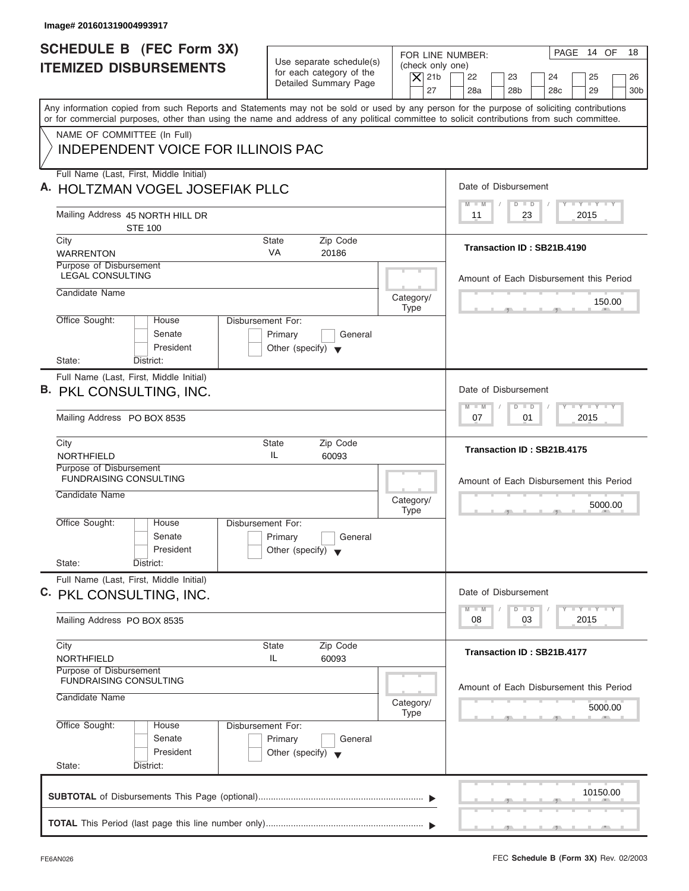Image# 201601319004993917

# SCHEDULE B (FEC Form 3X) ITEMIZED DISBURSEMENTS

Use separate schedule(s) for each category of the Detailed Summary Page

FOR LINE NUMBER: (check only one)

[X] 21b [ ] 22 [ ] 23 [ ] 24 [ ] 25 [ ] 26 [ ] 27 [ ] 28a [ ] 28b [ ] 28c [ ] 29 [ ] 30b

PAGE 14 OF 18

Any information copied from such Reports and Statements may not be sold or used by any person for the purpose of soliciting contributions or for commercial purposes, other than using the name and address of any political committee to solicit contributions from such committee.

NAME OF COMMITTEE (In Full)
INDEPENDENT VOICE FOR ILLINOIS PAC

## A.

Full Name (Last, First, Middle Initial): HOLTZMAN VOGEL JOSEFIAK PLLC

Mailing Address: 45 NORTH HILL DR STE 100

City: WARRENTON | State: VA | Zip Code: 20186

Purpose of Disbursement: LEGAL CONSULTING

Candidate Name:

Category/Type:

Office Sought: [ ] House [ ] Senate [ ] President

State: District:

Disbursement For: [ ] Primary [ ] General [ ] Other (specify)

Date of Disbursement: 11 / 23 / 2015

Transaction ID : SB21B.4190

Amount of Each Disbursement this Period: 150.00

## B.

Full Name (Last, First, Middle Initial): PKL CONSULTING, INC.

Mailing Address: PO BOX 8535

City: NORTHFIELD | State: IL | Zip Code: 60093

Purpose of Disbursement: FUNDRAISING CONSULTING

Candidate Name:

Category/Type:

Office Sought: [ ] House [ ] Senate [ ] President

State: District:

Disbursement For: [ ] Primary [ ] General [ ] Other (specify)

Date of Disbursement: 07 / 01 / 2015

Transaction ID : SB21B.4175

Amount of Each Disbursement this Period: 5000.00

## C.

Full Name (Last, First, Middle Initial): PKL CONSULTING, INC.

Mailing Address: PO BOX 8535

City: NORTHFIELD | State: IL | Zip Code: 60093

Purpose of Disbursement: FUNDRAISING CONSULTING

Candidate Name:

Category/Type:

Office Sought: [ ] House [ ] Senate [ ] President

State: District:

Disbursement For: [ ] Primary [ ] General [ ] Other (specify)

Date of Disbursement: 08 / 03 / 2015

Transaction ID : SB21B.4177

Amount of Each Disbursement this Period: 5000.00

**SUBTOTAL** of Disbursements This Page (optional): 10150.00

**TOTAL** This Period (last page this line number only):

FE6AN026 FEC **Schedule B (Form 3X)** Rev. 02/2003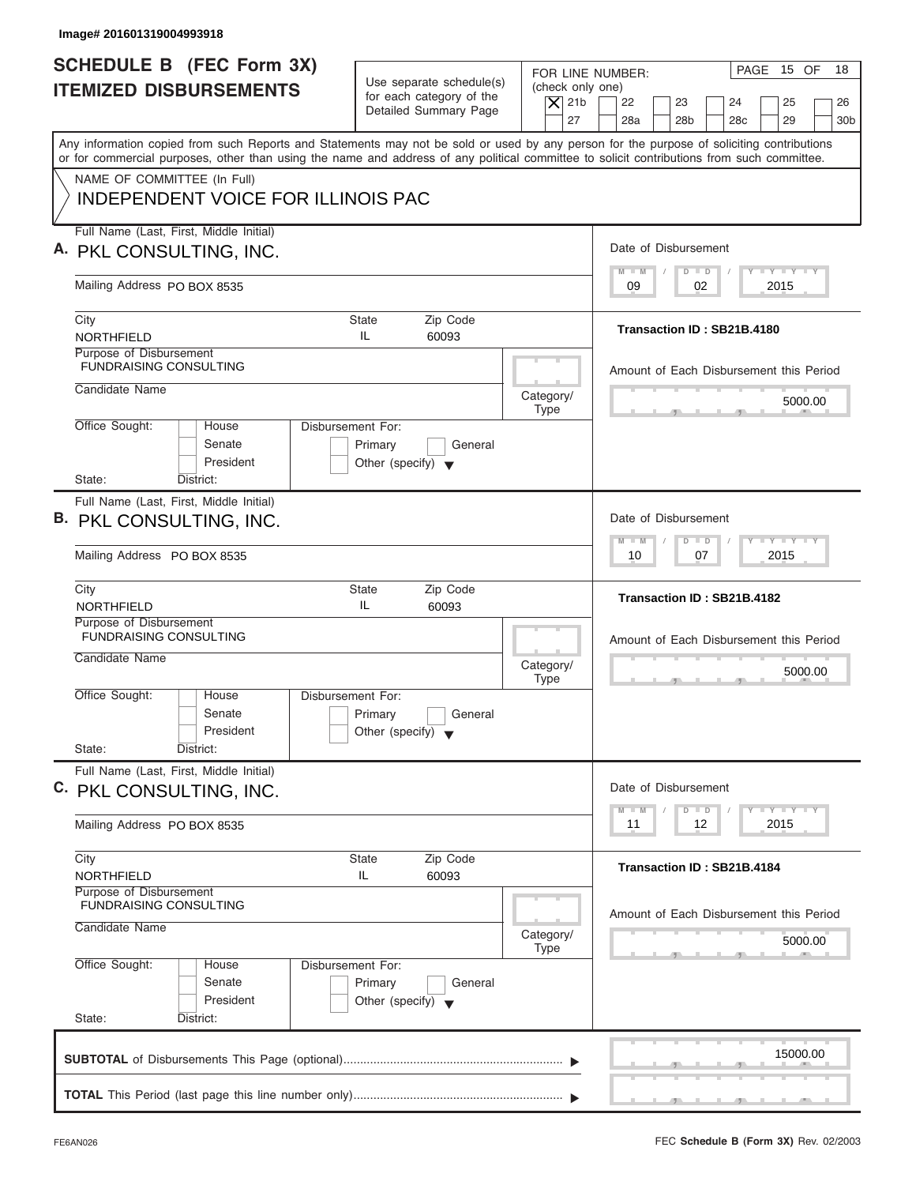Image# 201601319004993918

# SCHEDULE B (FEC Form 3X) ITEMIZED DISBURSEMENTS

Use separate schedule(s) for each category of the Detailed Summary Page

FOR LINE NUMBER: (check only one)

- [X] 21b
- [ ] 22
- [ ] 23
- [ ] 24
- [ ] 25
- [ ] 26
- [ ] 27
- [ ] 28a
- [ ] 28b
- [ ] 28c
- [ ] 29
- [ ] 30b

PAGE 15 OF 18

Any information copied from such Reports and Statements may not be sold or used by any person for the purpose of soliciting contributions or for commercial purposes, other than using the name and address of any political committee to solicit contributions from such committee.

NAME OF COMMITTEE (In Full)
INDEPENDENT VOICE FOR ILLINOIS PAC

## A.

Full Name (Last, First, Middle Initial): PKL CONSULTING, INC.

Mailing Address: PO BOX 8535

City: NORTHFIELD | State: IL | Zip Code: 60093

Purpose of Disbursement: FUNDRAISING CONSULTING

Candidate Name:

Category/Type:

Office Sought: [ ] House [ ] Senate [ ] President

State: District:

Disbursement For: [ ] Primary [ ] General [ ] Other (specify)

Date of Disbursement: 09 / 02 / 2015

Transaction ID : SB21B.4180

Amount of Each Disbursement this Period: 5000.00

## B.

Full Name (Last, First, Middle Initial): PKL CONSULTING, INC.

Mailing Address: PO BOX 8535

City: NORTHFIELD | State: IL | Zip Code: 60093

Purpose of Disbursement: FUNDRAISING CONSULTING

Candidate Name:

Category/Type:

Office Sought: [ ] House [ ] Senate [ ] President

State: District:

Disbursement For: [ ] Primary [ ] General [ ] Other (specify)

Date of Disbursement: 10 / 07 / 2015

Transaction ID : SB21B.4182

Amount of Each Disbursement this Period: 5000.00

## C.

Full Name (Last, First, Middle Initial): PKL CONSULTING, INC.

Mailing Address: PO BOX 8535

City: NORTHFIELD | State: IL | Zip Code: 60093

Purpose of Disbursement: FUNDRAISING CONSULTING

Candidate Name:

Category/Type:

Office Sought: [ ] House [ ] Senate [ ] President

State: District:

Disbursement For: [ ] Primary [ ] General [ ] Other (specify)

Date of Disbursement: 11 / 12 / 2015

Transaction ID : SB21B.4184

Amount of Each Disbursement this Period: 5000.00

**SUBTOTAL** of Disbursements This Page (optional): 15000.00

**TOTAL** This Period (last page this line number only):

FE6AN026

FEC **Schedule B (Form 3X)** Rev. 02/2003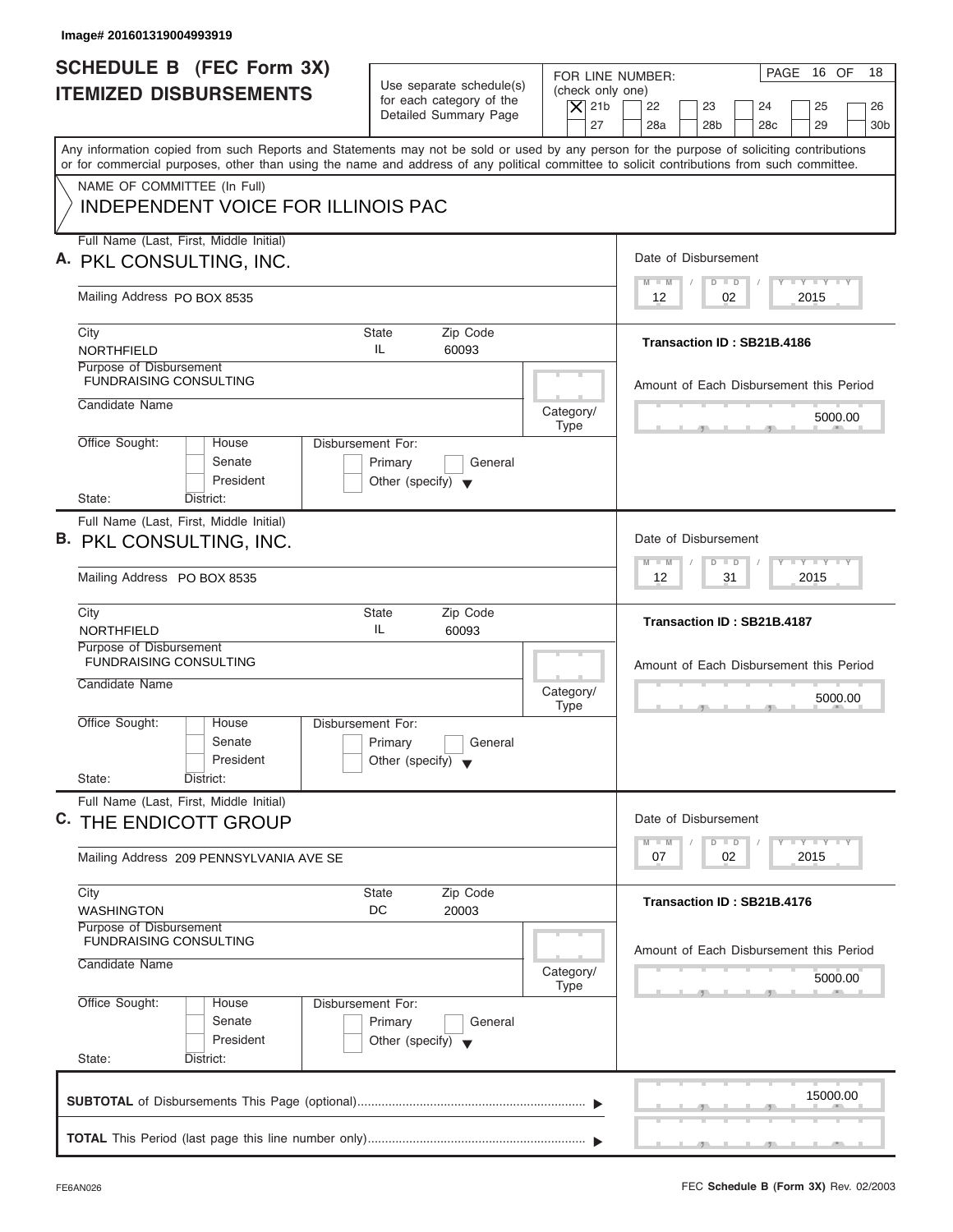Image# 201601319004993919

# SCHEDULE B (FEC Form 3X) ITEMIZED DISBURSEMENTS

Use separate schedule(s) for each category of the Detailed Summary Page

FOR LINE NUMBER: (check only one)

[X] 21b [ ] 22 [ ] 23 [ ] 24 [ ] 25 [ ] 26 [ ] 27 [ ] 28a [ ] 28b [ ] 28c [ ] 29 [ ] 30b

PAGE 16 OF 18

Any information copied from such Reports and Statements may not be sold or used by any person for the purpose of soliciting contributions or for commercial purposes, other than using the name and address of any political committee to solicit contributions from such committee.

NAME OF COMMITTEE (In Full)

INDEPENDENT VOICE FOR ILLINOIS PAC

---

**A.** Full Name (Last, First, Middle Initial): PKL CONSULTING, INC.

Mailing Address: PO BOX 8535

City: NORTHFIELD | State: IL | Zip Code: 60093

Purpose of Disbursement: FUNDRAISING CONSULTING

Candidate Name:

Category/Type:

Office Sought: [ ] House [ ] Senate [ ] President

State: District:

Disbursement For: [ ] Primary [ ] General [ ] Other (specify)

Date of Disbursement: 12 / 02 / 2015

Transaction ID : SB21B.4186

Amount of Each Disbursement this Period: 5000.00

---

**B.** Full Name (Last, First, Middle Initial): PKL CONSULTING, INC.

Mailing Address: PO BOX 8535

City: NORTHFIELD | State: IL | Zip Code: 60093

Purpose of Disbursement: FUNDRAISING CONSULTING

Candidate Name:

Category/Type:

Office Sought: [ ] House [ ] Senate [ ] President

State: District:

Disbursement For: [ ] Primary [ ] General [ ] Other (specify)

Date of Disbursement: 12 / 31 / 2015

Transaction ID : SB21B.4187

Amount of Each Disbursement this Period: 5000.00

---

**C.** Full Name (Last, First, Middle Initial): THE ENDICOTT GROUP

Mailing Address: 209 PENNSYLVANIA AVE SE

City: WASHINGTON | State: DC | Zip Code: 20003

Purpose of Disbursement: FUNDRAISING CONSULTING

Candidate Name:

Category/Type:

Office Sought: [ ] House [ ] Senate [ ] President

State: District:

Disbursement For: [ ] Primary [ ] General [ ] Other (specify)

Date of Disbursement: 07 / 02 / 2015

Transaction ID : SB21B.4176

Amount of Each Disbursement this Period: 5000.00

---

**SUBTOTAL** of Disbursements This Page (optional): 15000.00

**TOTAL** This Period (last page this line number only):

FE6AN026

FEC **Schedule B (Form 3X)** Rev. 02/2003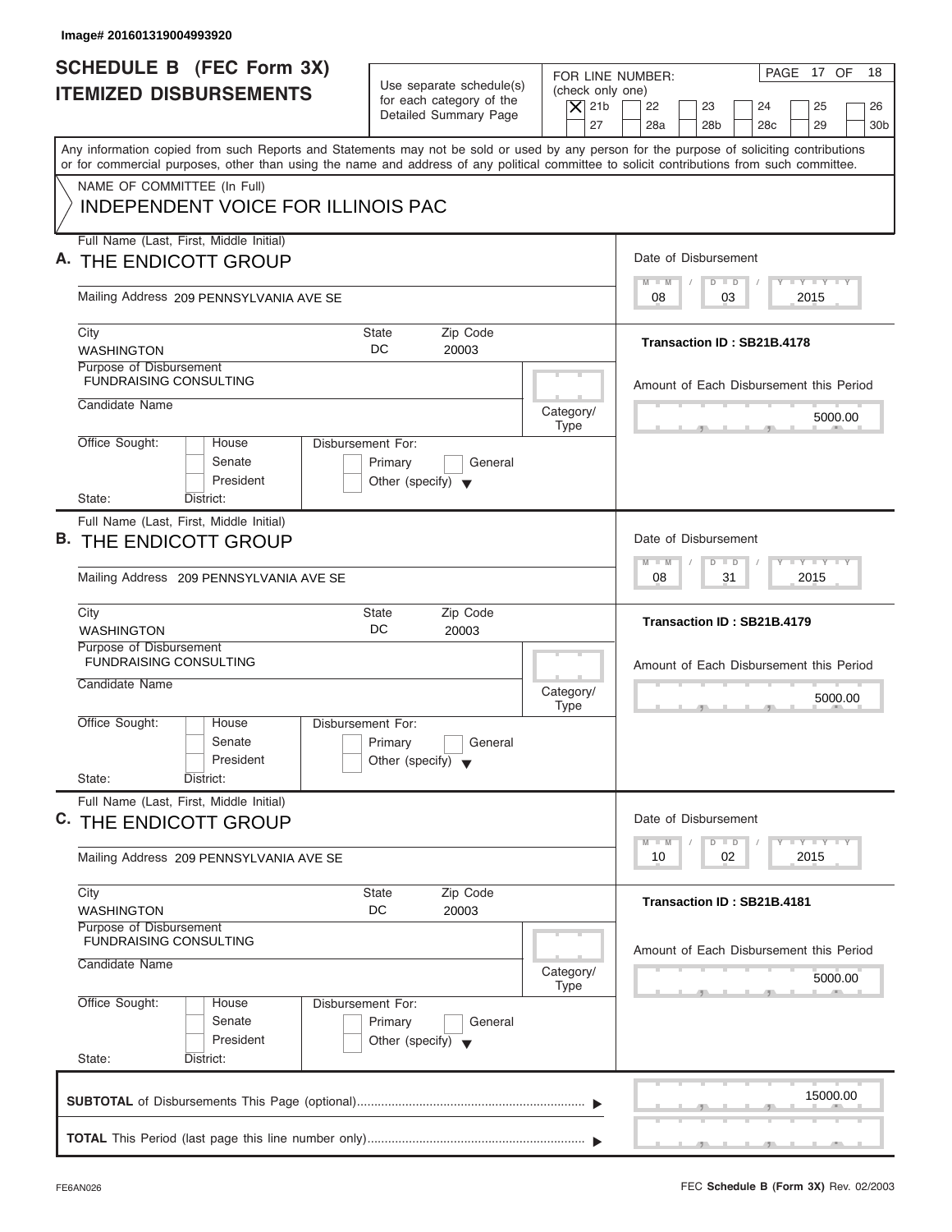Image# 201601319004993920

# SCHEDULE B (FEC Form 3X) ITEMIZED DISBURSEMENTS

Use separate schedule(s) for each category of the Detailed Summary Page

FOR LINE NUMBER: (check only one)

- [X] 21b
- [ ] 22
- [ ] 23
- [ ] 24
- [ ] 25
- [ ] 26
- [ ] 27
- [ ] 28a
- [ ] 28b
- [ ] 28c
- [ ] 29
- [ ] 30b

PAGE 17 OF 18

Any information copied from such Reports and Statements may not be sold or used by any person for the purpose of soliciting contributions or for commercial purposes, other than using the name and address of any political committee to solicit contributions from such committee.

NAME OF COMMITTEE (In Full)
INDEPENDENT VOICE FOR ILLINOIS PAC

## A.

Full Name (Last, First, Middle Initial): THE ENDICOTT GROUP

Mailing Address: 209 PENNSYLVANIA AVE SE

City: WASHINGTON | State: DC | Zip Code: 20003

Purpose of Disbursement: FUNDRAISING CONSULTING

Candidate Name:

Category/Type:

Office Sought: House / Senate / President — State: District:

Disbursement For: Primary / General / Other (specify)

Date of Disbursement: 08/03/2015

Transaction ID : SB21B.4178

Amount of Each Disbursement this Period: 5000.00

## B.

Full Name (Last, First, Middle Initial): THE ENDICOTT GROUP

Mailing Address: 209 PENNSYLVANIA AVE SE

City: WASHINGTON | State: DC | Zip Code: 20003

Purpose of Disbursement: FUNDRAISING CONSULTING

Candidate Name:

Category/Type:

Office Sought: House / Senate / President — State: District:

Disbursement For: Primary / General / Other (specify)

Date of Disbursement: 08/31/2015

Transaction ID : SB21B.4179

Amount of Each Disbursement this Period: 5000.00

## C.

Full Name (Last, First, Middle Initial): THE ENDICOTT GROUP

Mailing Address: 209 PENNSYLVANIA AVE SE

City: WASHINGTON | State: DC | Zip Code: 20003

Purpose of Disbursement: FUNDRAISING CONSULTING

Candidate Name:

Category/Type:

Office Sought: House / Senate / President — State: District:

Disbursement For: Primary / General / Other (specify)

Date of Disbursement: 10/02/2015

Transaction ID : SB21B.4181

Amount of Each Disbursement this Period: 5000.00

**SUBTOTAL** of Disbursements This Page (optional): 15000.00

**TOTAL** This Period (last page this line number only):

FE6AN026 — FEC **Schedule B (Form 3X)** Rev. 02/2003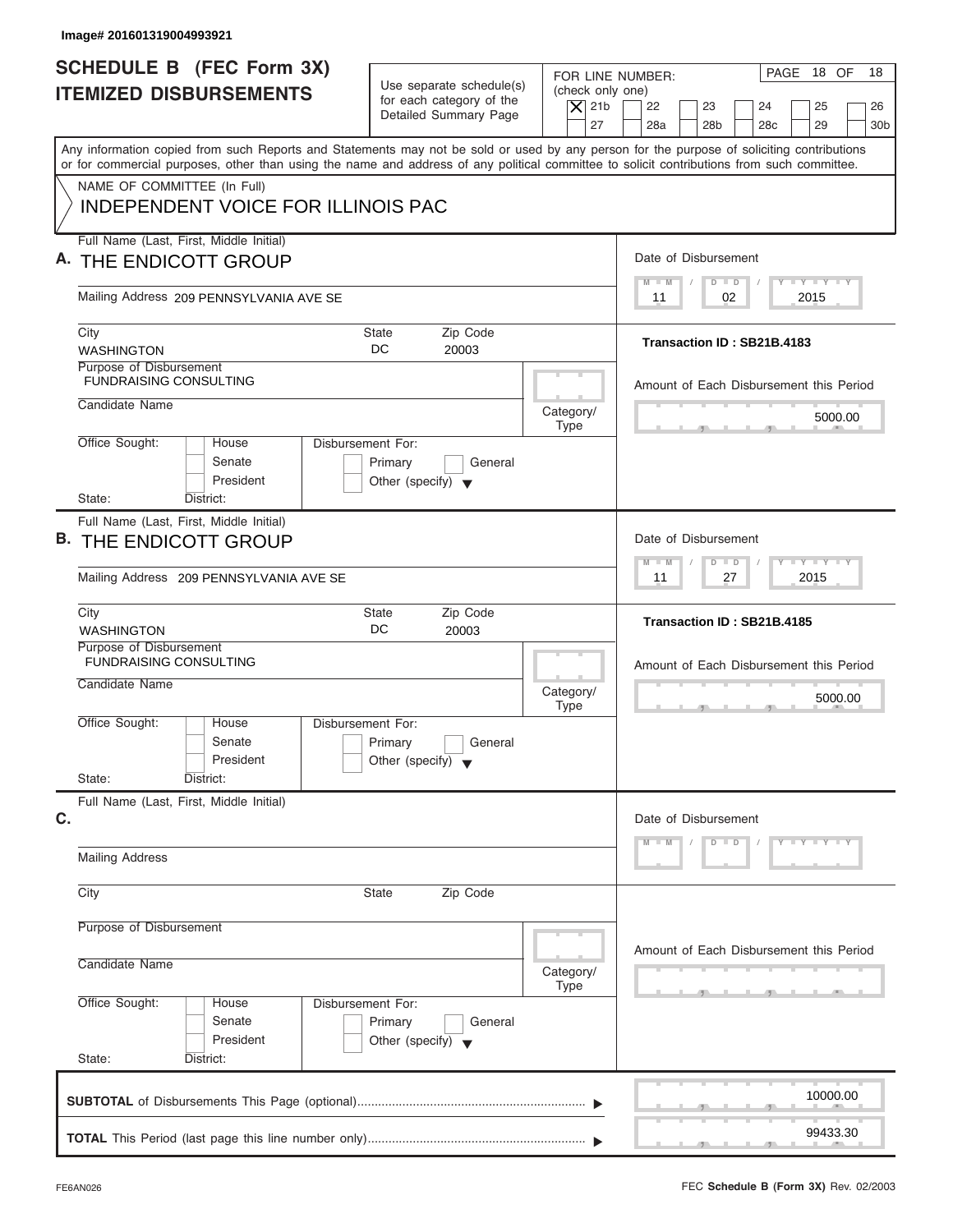Image# 201601319004993921

# SCHEDULE B (FEC Form 3X) ITEMIZED DISBURSEMENTS

Use separate schedule(s) for each category of the Detailed Summary Page

FOR LINE NUMBER: (check only one)
[X] 21b [ ] 22 [ ] 23 [ ] 24 [ ] 25 [ ] 26 [ ] 27 [ ] 28a [ ] 28b [ ] 28c [ ] 29 [ ] 30b

PAGE 18 OF 18

Any information copied from such Reports and Statements may not be sold or used by any person for the purpose of soliciting contributions or for commercial purposes, other than using the name and address of any political committee to solicit contributions from such committee.

NAME OF COMMITTEE (In Full)
INDEPENDENT VOICE FOR ILLINOIS PAC

**A.** Full Name (Last, First, Middle Initial): THE ENDICOTT GROUP

Mailing Address: 209 PENNSYLVANIA AVE SE

City: WASHINGTON State: DC Zip Code: 20003

Purpose of Disbursement: FUNDRAISING CONSULTING

Candidate Name:

Category/Type:

Office Sought: [ ] House [ ] Senate [ ] President

State: District:

Disbursement For: [ ] Primary [ ] General [ ] Other (specify)

Date of Disbursement: 11 / 02 / 2015

Transaction ID : SB21B.4183

Amount of Each Disbursement this Period: 5000.00

**B.** Full Name (Last, First, Middle Initial): THE ENDICOTT GROUP

Mailing Address: 209 PENNSYLVANIA AVE SE

City: WASHINGTON State: DC Zip Code: 20003

Purpose of Disbursement: FUNDRAISING CONSULTING

Candidate Name:

Category/Type:

Office Sought: [ ] House [ ] Senate [ ] President

State: District:

Disbursement For: [ ] Primary [ ] General [ ] Other (specify)

Date of Disbursement: 11 / 27 / 2015

Transaction ID : SB21B.4185

Amount of Each Disbursement this Period: 5000.00

**C.** Full Name (Last, First, Middle Initial):

Mailing Address:

City: State: Zip Code:

Purpose of Disbursement:

Candidate Name:

Category/Type:

Office Sought: [ ] House [ ] Senate [ ] President

State: District:

Disbursement For: [ ] Primary [ ] General [ ] Other (specify)

Date of Disbursement: M M / D D / Y Y Y Y

Amount of Each Disbursement this Period:

**SUBTOTAL** of Disbursements This Page (optional) ▶ 10000.00

**TOTAL** This Period (last page this line number only) ▶ 99433.30

FE6AN026

FEC **Schedule B (Form 3X)** Rev. 02/2003